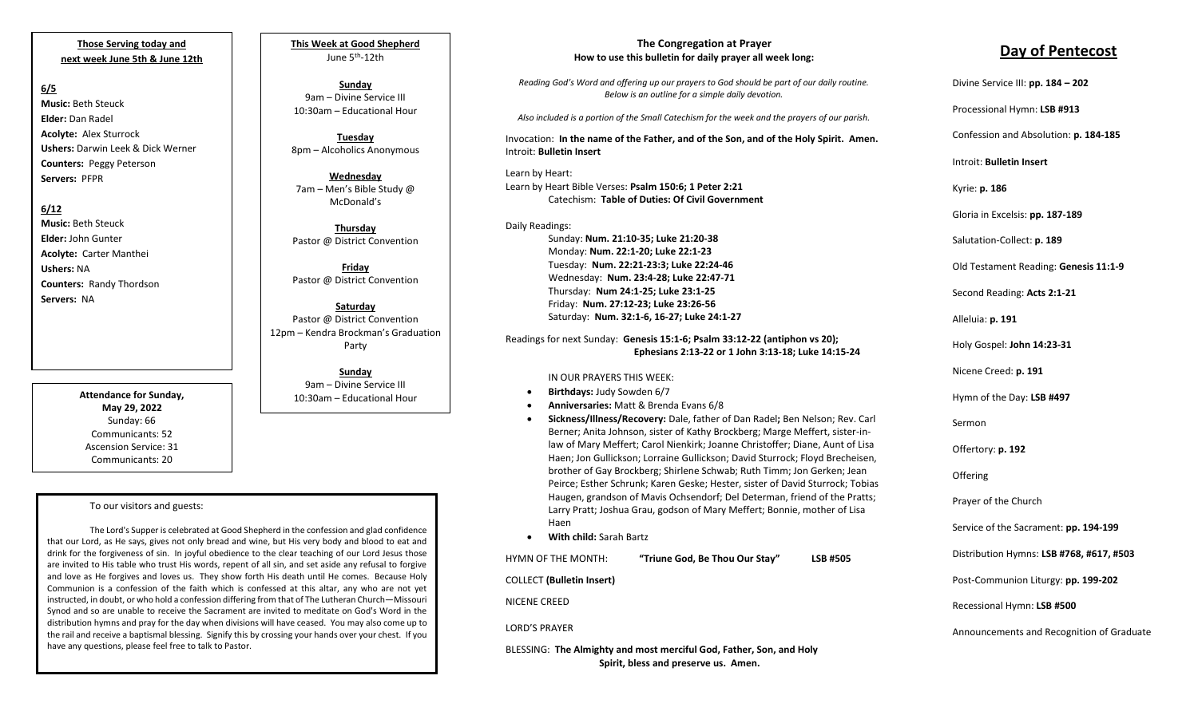**Those Serving today and next week June 5th & June 12th**

**6/5**

**Music:** Beth Steuck
**Elder:** Dan Radel
**Acolyte:** Alex Sturrock
**Ushers:** Darwin Leek & Dick Werner
**Counters:** Peggy Peterson
**Servers:** PFPR

**6/12**

**Music:** Beth Steuck
**Elder:** John Gunter
**Acolyte:** Carter Manthei
**Ushers:** NA
**Counters:** Randy Thordson
**Servers:** NA

**Attendance for Sunday, May 29, 2022**
Sunday: 66
Communicants: 52
Ascension Service: 31
Communicants: 20

**This Week at Good Shepherd**
June 5th-12th

**Sunday**
9am – Divine Service III
10:30am – Educational Hour

**Tuesday**
8pm – Alcoholics Anonymous

**Wednesday**
7am – Men's Bible Study @ McDonald's

**Thursday**
Pastor @ District Convention

**Friday**
Pastor @ District Convention

**Saturday**
Pastor @ District Convention
12pm – Kendra Brockman's Graduation Party

**Sunday**
9am – Divine Service III
10:30am – Educational Hour

To our visitors and guests:

The Lord's Supper is celebrated at Good Shepherd in the confession and glad confidence that our Lord, as He says, gives not only bread and wine, but His very body and blood to eat and drink for the forgiveness of sin. In joyful obedience to the clear teaching of our Lord Jesus those are invited to His table who trust His words, repent of all sin, and set aside any refusal to forgive and love as He forgives and loves us. They show forth His death until He comes. Because Holy Communion is a confession of the faith which is confessed at this altar, any who are not yet instructed, in doubt, or who hold a confession differing from that of The Lutheran Church—Missouri Synod and so are unable to receive the Sacrament are invited to meditate on God's Word in the distribution hymns and pray for the day when divisions will have ceased. You may also come up to the rail and receive a baptismal blessing. Signify this by crossing your hands over your chest. If you have any questions, please feel free to talk to Pastor.

**The Congregation at Prayer**
**How to use this bulletin for daily prayer all week long:**

*Reading God's Word and offering up our prayers to God should be part of our daily routine. Below is an outline for a simple daily devotion.*

*Also included is a portion of the Small Catechism for the week and the prayers of our parish.*

Invocation: **In the name of the Father, and of the Son, and of the Holy Spirit. Amen.**
Introit: **Bulletin Insert**

Learn by Heart:
Learn by Heart Bible Verses: **Psalm 150:6; 1 Peter 2:21**
Catechism: **Table of Duties: Of Civil Government**

Daily Readings:
Sunday: **Num. 21:10-35; Luke 21:20-38**
Monday: **Num. 22:1-20; Luke 22:1-23**
Tuesday: **Num. 22:21-23:3; Luke 22:24-46**
Wednesday: **Num. 23:4-28; Luke 22:47-71**
Thursday: **Num 24:1-25; Luke 23:1-25**
Friday: **Num. 27:12-23; Luke 23:26-56**
Saturday: **Num. 32:1-6, 16-27; Luke 24:1-27**

Readings for next Sunday: **Genesis 15:1-6; Psalm 33:12-22 (antiphon vs 20); Ephesians 2:13-22 or 1 John 3:13-18; Luke 14:15-24**

IN OUR PRAYERS THIS WEEK:

- **Birthdays:** Judy Sowden 6/7
- **Anniversaries:** Matt & Brenda Evans 6/8
- **Sickness/Illness/Recovery:** Dale, father of Dan Radel**;** Ben Nelson; Rev. Carl Berner; Anita Johnson, sister of Kathy Brockberg; Marge Meffert, sister-in-law of Mary Meffert; Carol Nienkirk; Joanne Christoffer; Diane, Aunt of Lisa Haen; Jon Gullickson; Lorraine Gullickson; David Sturrock; Floyd Brecheisen, brother of Gay Brockberg; Shirlene Schwab; Ruth Timm; Jon Gerken; Jean Peirce; Esther Schrunk; Karen Geske; Hester, sister of David Sturrock; Tobias Haugen, grandson of Mavis Ochsendorf; Del Determan, friend of the Pratts; Larry Pratt; Joshua Grau, godson of Mary Meffert; Bonnie, mother of Lisa Haen
- **With child:** Sarah Bartz

HYMN OF THE MONTH: **"Triune God, Be Thou Our Stay" LSB #505**

COLLECT **(Bulletin Insert)**

NICENE CREED

LORD'S PRAYER

BLESSING: **The Almighty and most merciful God, Father, Son, and Holy Spirit, bless and preserve us. Amen.**

# Day of Pentecost

Divine Service III: **pp. 184 – 202**

Processional Hymn: **LSB #913**

Confession and Absolution: **p. 184-185**

Introit: **Bulletin Insert**

Kyrie: **p. 186**

Gloria in Excelsis: **pp. 187-189**

Salutation-Collect: **p. 189**

Old Testament Reading: **Genesis 11:1-9**

Second Reading: **Acts 2:1-21**

Alleluia: **p. 191**

Holy Gospel: **John 14:23-31**

Nicene Creed: **p. 191**

Hymn of the Day: **LSB #497**

Sermon

Offertory: **p. 192**

Offering

Prayer of the Church

Service of the Sacrament: **pp. 194-199**

Distribution Hymns: **LSB #768, #617, #503**

Post-Communion Liturgy: **pp. 199-202**

Recessional Hymn: **LSB #500**

Announcements and Recognition of Graduate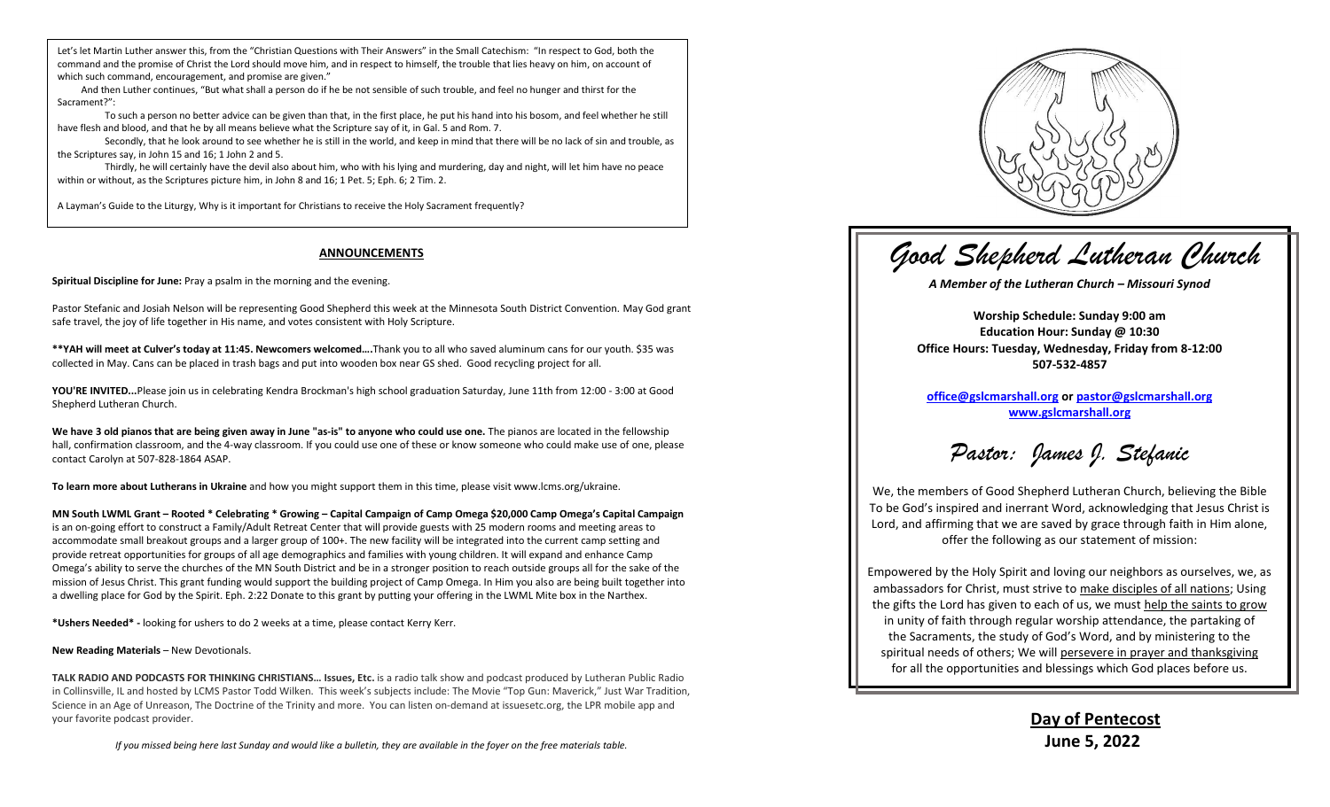Let's let Martin Luther answer this, from the "Christian Questions with Their Answers" in the Small Catechism: "In respect to God, both the command and the promise of Christ the Lord should move him, and in respect to himself, the trouble that lies heavy on him, on account of which such command, encouragement, and promise are given."

And then Luther continues, "But what shall a person do if he be not sensible of such trouble, and feel no hunger and thirst for the Sacrament?":

To such a person no better advice can be given than that, in the first place, he put his hand into his bosom, and feel whether he still have flesh and blood, and that he by all means believe what the Scripture say of it, in Gal. 5 and Rom. 7.

Secondly, that he look around to see whether he is still in the world, and keep in mind that there will be no lack of sin and trouble, as the Scriptures say, in John 15 and 16; 1 John 2 and 5.

Thirdly, he will certainly have the devil also about him, who with his lying and murdering, day and night, will let him have no peace within or without, as the Scriptures picture him, in John 8 and 16; 1 Pet. 5; Eph. 6; 2 Tim. 2.

A Layman's Guide to the Liturgy, Why is it important for Christians to receive the Holy Sacrament frequently?

## ANNOUNCEMENTS

**Spiritual Discipline for June:** Pray a psalm in the morning and the evening.

Pastor Stefanic and Josiah Nelson will be representing Good Shepherd this week at the Minnesota South District Convention. May God grant safe travel, the joy of life together in His name, and votes consistent with Holy Scripture.

**\*\*YAH will meet at Culver's today at 11:45. Newcomers welcomed….**Thank you to all who saved aluminum cans for our youth. $35 was collected in May. Cans can be placed in trash bags and put into wooden box near GS shed. Good recycling project for all.

**YOU'RE INVITED...**Please join us in celebrating Kendra Brockman's high school graduation Saturday, June 11th from 12:00 - 3:00 at Good Shepherd Lutheran Church.

**We have 3 old pianos that are being given away in June "as-is" to anyone who could use one.** The pianos are located in the fellowship hall, confirmation classroom, and the 4-way classroom. If you could use one of these or know someone who could make use of one, please contact Carolyn at 507-828-1864 ASAP.

**To learn more about Lutherans in Ukraine** and how you might support them in this time, please visit www.lcms.org/ukraine.

**MN South LWML Grant – Rooted \* Celebrating \* Growing – Capital Campaign of Camp Omega $20,000 Camp Omega's Capital Campaign** is an on-going effort to construct a Family/Adult Retreat Center that will provide guests with 25 modern rooms and meeting areas to accommodate small breakout groups and a larger group of 100+. The new facility will be integrated into the current camp setting and provide retreat opportunities for groups of all age demographics and families with young children. It will expand and enhance Camp Omega's ability to serve the churches of the MN South District and be in a stronger position to reach outside groups all for the sake of the mission of Jesus Christ. This grant funding would support the building project of Camp Omega. In Him you also are being built together into a dwelling place for God by the Spirit. Eph. 2:22 Donate to this grant by putting your offering in the LWML Mite box in the Narthex.

**\*Ushers Needed\* -** looking for ushers to do 2 weeks at a time, please contact Kerry Kerr.

**New Reading Materials** – New Devotionals.

**TALK RADIO AND PODCASTS FOR THINKING CHRISTIANS… Issues, Etc.** is a radio talk show and podcast produced by Lutheran Public Radio in Collinsville, IL and hosted by LCMS Pastor Todd Wilken. This week's subjects include: The Movie "Top Gun: Maverick," Just War Tradition, Science in an Age of Unreason, The Doctrine of the Trinity and more. You can listen on-demand at issuesetc.org, the LPR mobile app and your favorite podcast provider.

*If you missed being here last Sunday and would like a bulletin, they are available in the foyer on the free materials table.*

# *Good Shepherd Lutheran Church*

***A Member of the Lutheran Church – Missouri Synod***

**Worship Schedule: Sunday 9:00 am**
**Education Hour: Sunday @ 10:30**
**Office Hours: Tuesday, Wednesday, Friday from 8-12:00**
**507-532-4857**

**office@gslcmarshall.org or pastor@gslcmarshall.org**
**www.gslcmarshall.org**

## *Pastor: James J. Stefanic*

We, the members of Good Shepherd Lutheran Church, believing the Bible To be God's inspired and inerrant Word, acknowledging that Jesus Christ is Lord, and affirming that we are saved by grace through faith in Him alone, offer the following as our statement of mission:

Empowered by the Holy Spirit and loving our neighbors as ourselves, we, as ambassadors for Christ, must strive to make disciples of all nations; Using the gifts the Lord has given to each of us, we must help the saints to grow in unity of faith through regular worship attendance, the partaking of the Sacraments, the study of God's Word, and by ministering to the spiritual needs of others; We will persevere in prayer and thanksgiving for all the opportunities and blessings which God places before us.

**Day of Pentecost**
**June 5, 2022**